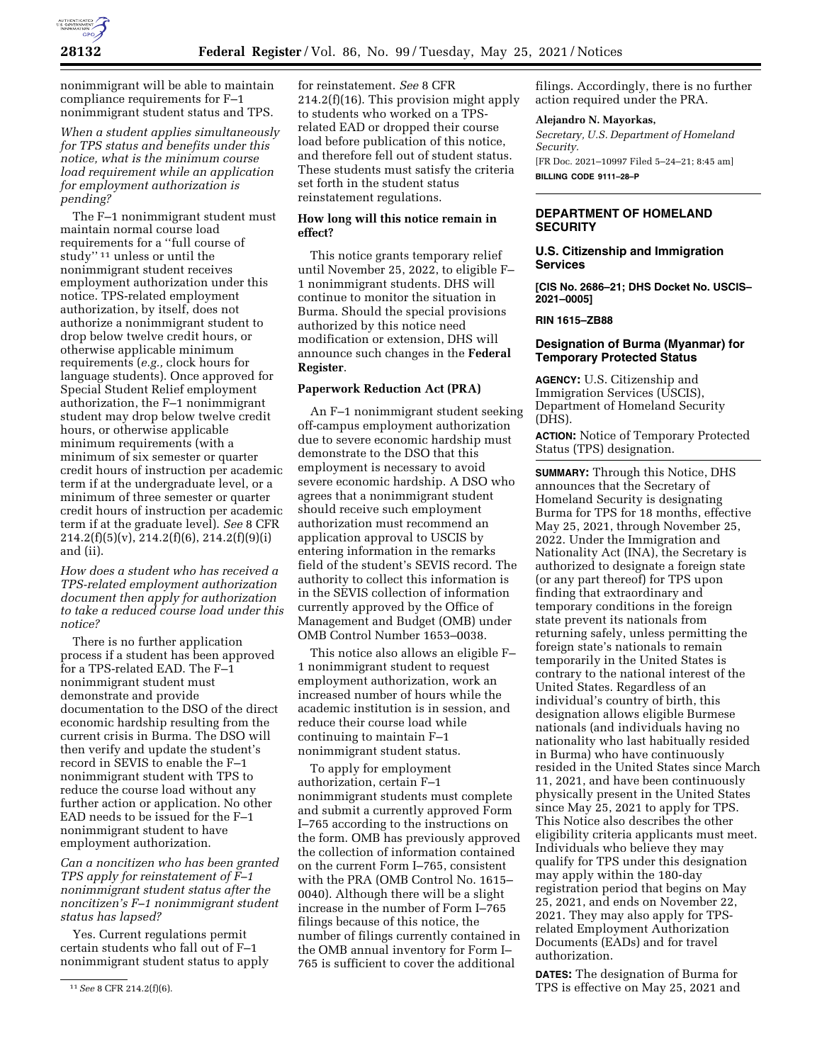nonimmigrant will be able to maintain compliance requirements for F–1 nonimmigrant student status and TPS.

*When a student applies simultaneously for TPS status and benefits under this notice, what is the minimum course load requirement while an application for employment authorization is pending?*

The F–1 nonimmigrant student must maintain normal course load requirements for a ''full course of study'' [11] unless or until the nonimmigrant student receives employment authorization under this notice. TPS-related employment authorization, by itself, does not authorize a nonimmigrant student to drop below twelve credit hours, or otherwise applicable minimum requirements (*e.g.,* clock hours for language students). Once approved for Special Student Relief employment authorization, the F–1 nonimmigrant student may drop below twelve credit hours, or otherwise applicable minimum requirements (with a minimum of six semester or quarter credit hours of instruction per academic term if at the undergraduate level, or a minimum of three semester or quarter credit hours of instruction per academic term if at the graduate level). *See* 8 CFR 214.2(f)(5)(v), 214.2(f)(6), 214.2(f)(9)(i) and (ii).

*How does a student who has received a TPS-related employment authorization document then apply for authorization to take a reduced course load under this notice?*

There is no further application process if a student has been approved for a TPS-related EAD. The F–1 nonimmigrant student must demonstrate and provide documentation to the DSO of the direct economic hardship resulting from the current crisis in Burma. The DSO will then verify and update the student's record in SEVIS to enable the F–1 nonimmigrant student with TPS to reduce the course load without any further action or application. No other EAD needs to be issued for the F–1 nonimmigrant student to have employment authorization.

*Can a noncitizen who has been granted TPS apply for reinstatement of F–1 nonimmigrant student status after the noncitizen's F–1 nonimmigrant student status has lapsed?*

Yes. Current regulations permit certain students who fall out of F–1 nonimmigrant student status to apply for reinstatement. *See* 8 CFR 214.2(f)(16). This provision might apply to students who worked on a TPS-related EAD or dropped their course load before publication of this notice, and therefore fell out of student status. These students must satisfy the criteria set forth in the student status reinstatement regulations.

**How long will this notice remain in effect?**

This notice grants temporary relief until November 25, 2022, to eligible F–1 nonimmigrant students. DHS will continue to monitor the situation in Burma. Should the special provisions authorized by this notice need modification or extension, DHS will announce such changes in the **Federal Register**.

**Paperwork Reduction Act (PRA)**

An F–1 nonimmigrant student seeking off-campus employment authorization due to severe economic hardship must demonstrate to the DSO that this employment is necessary to avoid severe economic hardship. A DSO who agrees that a nonimmigrant student should receive such employment authorization must recommend an application approval to USCIS by entering information in the remarks field of the student's SEVIS record. The authority to collect this information is in the SEVIS collection of information currently approved by the Office of Management and Budget (OMB) under OMB Control Number 1653–0038.

This notice also allows an eligible F–1 nonimmigrant student to request employment authorization, work an increased number of hours while the academic institution is in session, and reduce their course load while continuing to maintain F–1 nonimmigrant student status.

To apply for employment authorization, certain F–1 nonimmigrant students must complete and submit a currently approved Form I–765 according to the instructions on the form. OMB has previously approved the collection of information contained on the current Form I–765, consistent with the PRA (OMB Control No. 1615–0040). Although there will be a slight increase in the number of Form I–765 filings because of this notice, the number of filings currently contained in the OMB annual inventory for Form I–765 is sufficient to cover the additional filings. Accordingly, there is no further action required under the PRA.

**Alejandro N. Mayorkas,**

*Secretary, U.S. Department of Homeland Security.*

[FR Doc. 2021–10997 Filed 5–24–21; 8:45 am]

**BILLING CODE 9111–28–P**

---

**DEPARTMENT OF HOMELAND SECURITY**

**U.S. Citizenship and Immigration Services**

**[CIS No. 2686–21; DHS Docket No. USCIS–2021–0005]**

**RIN 1615–ZB88**

## Designation of Burma (Myanmar) for Temporary Protected Status

**AGENCY:** U.S. Citizenship and Immigration Services (USCIS), Department of Homeland Security (DHS).

**ACTION:** Notice of Temporary Protected Status (TPS) designation.

**SUMMARY:** Through this Notice, DHS announces that the Secretary of Homeland Security is designating Burma for TPS for 18 months, effective May 25, 2021, through November 25, 2022. Under the Immigration and Nationality Act (INA), the Secretary is authorized to designate a foreign state (or any part thereof) for TPS upon finding that extraordinary and temporary conditions in the foreign state prevent its nationals from returning safely, unless permitting the foreign state's nationals to remain temporarily in the United States is contrary to the national interest of the United States. Regardless of an individual's country of birth, this designation allows eligible Burmese nationals (and individuals having no nationality who last habitually resided in Burma) who have continuously resided in the United States since March 11, 2021, and have been continuously physically present in the United States since May 25, 2021 to apply for TPS. This Notice also describes the other eligibility criteria applicants must meet. Individuals who believe they may qualify for TPS under this designation may apply within the 180-day registration period that begins on May 25, 2021, and ends on November 22, 2021. They may also apply for TPS-related Employment Authorization Documents (EADs) and for travel authorization.

**DATES:** The designation of Burma for TPS is effective on May 25, 2021 and

---

[11] *See* 8 CFR 214.2(f)(6).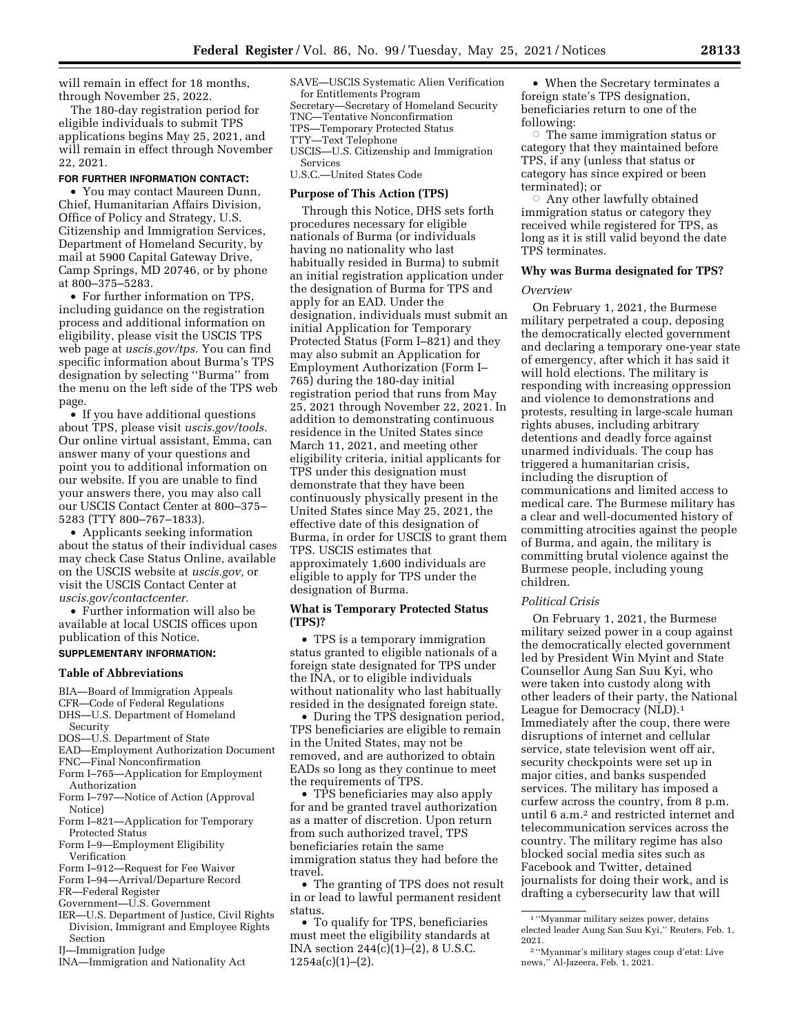will remain in effect for 18 months, through November 25, 2022.

The 180-day registration period for eligible individuals to submit TPS applications begins May 25, 2021, and will remain in effect through November 22, 2021.

**FOR FURTHER INFORMATION CONTACT:**

- You may contact Maureen Dunn, Chief, Humanitarian Affairs Division, Office of Policy and Strategy, U.S. Citizenship and Immigration Services, Department of Homeland Security, by mail at 5900 Capital Gateway Drive, Camp Springs, MD 20746, or by phone at 800–375–5283.
- For further information on TPS, including guidance on the registration process and additional information on eligibility, please visit the USCIS TPS web page at *uscis.gov/tps.* You can find specific information about Burma's TPS designation by selecting ''Burma'' from the menu on the left side of the TPS web page.
- If you have additional questions about TPS, please visit *uscis.gov/tools.* Our online virtual assistant, Emma, can answer many of your questions and point you to additional information on our website. If you are unable to find your answers there, you may also call our USCIS Contact Center at 800–375–5283 (TTY 800–767–1833).
- Applicants seeking information about the status of their individual cases may check Case Status Online, available on the USCIS website at *uscis.gov,* or visit the USCIS Contact Center at *uscis.gov/contactcenter.*
- Further information will also be available at local USCIS offices upon publication of this Notice.

**SUPPLEMENTARY INFORMATION:**

**Table of Abbreviations**

BIA—Board of Immigration Appeals
CFR—Code of Federal Regulations
DHS—U.S. Department of Homeland Security
DOS—U.S. Department of State
EAD—Employment Authorization Document
FNC—Final Nonconfirmation
Form I–765—Application for Employment Authorization
Form I–797—Notice of Action (Approval Notice)
Form I–821—Application for Temporary Protected Status
Form I–9—Employment Eligibility Verification
Form I–912—Request for Fee Waiver
Form I–94—Arrival/Departure Record
FR—Federal Register
Government—U.S. Government
IER—U.S. Department of Justice, Civil Rights Division, Immigrant and Employee Rights Section
IJ—Immigration Judge
INA—Immigration and Nationality Act
SAVE—USCIS Systematic Alien Verification for Entitlements Program
Secretary—Secretary of Homeland Security
TNC—Tentative Nonconfirmation
TPS—Temporary Protected Status
TTY—Text Telephone
USCIS—U.S. Citizenship and Immigration Services
U.S.C.—United States Code

**Purpose of This Action (TPS)**

Through this Notice, DHS sets forth procedures necessary for eligible nationals of Burma (or individuals having no nationality who last habitually resided in Burma) to submit an initial registration application under the designation of Burma for TPS and apply for an EAD. Under the designation, individuals must submit an initial Application for Temporary Protected Status (Form I–821) and they may also submit an Application for Employment Authorization (Form I–765) during the 180-day initial registration period that runs from May 25, 2021 through November 22, 2021. In addition to demonstrating continuous residence in the United States since March 11, 2021, and meeting other eligibility criteria, initial applicants for TPS under this designation must demonstrate that they have been continuously physically present in the United States since May 25, 2021, the effective date of this designation of Burma, in order for USCIS to grant them TPS. USCIS estimates that approximately 1,600 individuals are eligible to apply for TPS under the designation of Burma.

**What is Temporary Protected Status (TPS)?**

- TPS is a temporary immigration status granted to eligible nationals of a foreign state designated for TPS under the INA, or to eligible individuals without nationality who last habitually resided in the designated foreign state.
- During the TPS designation period, TPS beneficiaries are eligible to remain in the United States, may not be removed, and are authorized to obtain EADs so long as they continue to meet the requirements of TPS.
- TPS beneficiaries may also apply for and be granted travel authorization as a matter of discretion. Upon return from such authorized travel, TPS beneficiaries retain the same immigration status they had before the travel.
- The granting of TPS does not result in or lead to lawful permanent resident status.
- To qualify for TPS, beneficiaries must meet the eligibility standards at INA section 244(c)(1)–(2), 8 U.S.C. 1254a(c)(1)–(2).
- When the Secretary terminates a foreign state's TPS designation, beneficiaries return to one of the following:
  - The same immigration status or category that they maintained before TPS, if any (unless that status or category has since expired or been terminated); or
  - Any other lawfully obtained immigration status or category they received while registered for TPS, as long as it is still valid beyond the date TPS terminates.

**Why was Burma designated for TPS?**

*Overview*

On February 1, 2021, the Burmese military perpetrated a coup, deposing the democratically elected government and declaring a temporary one-year state of emergency, after which it has said it will hold elections. The military is responding with increasing oppression and violence to demonstrations and protests, resulting in large-scale human rights abuses, including arbitrary detentions and deadly force against unarmed individuals. The coup has triggered a humanitarian crisis, including the disruption of communications and limited access to medical care. The Burmese military has a clear and well-documented history of committing atrocities against the people of Burma, and again, the military is committing brutal violence against the Burmese people, including young children.

*Political Crisis*

On February 1, 2021, the Burmese military seized power in a coup against the democratically elected government led by President Win Myint and State Counsellor Aung San Suu Kyi, who were taken into custody along with other leaders of their party, the National League for Democracy (NLD).[1] Immediately after the coup, there were disruptions of internet and cellular service, state television went off air, security checkpoints were set up in major cities, and banks suspended services. The military has imposed a curfew across the country, from 8 p.m. until 6 a.m.[2] and restricted internet and telecommunication services across the country. The military regime has also blocked social media sites such as Facebook and Twitter, detained journalists for doing their work, and is drafting a cybersecurity law that will

[1] ''Myanmar military seizes power, detains elected leader Aung San Suu Kyi,'' Reuters, Feb. 1, 2021.

[2] ''Myanmar's military stages coup d'etat: Live news,'' Al-Jazeera, Feb. 1, 2021.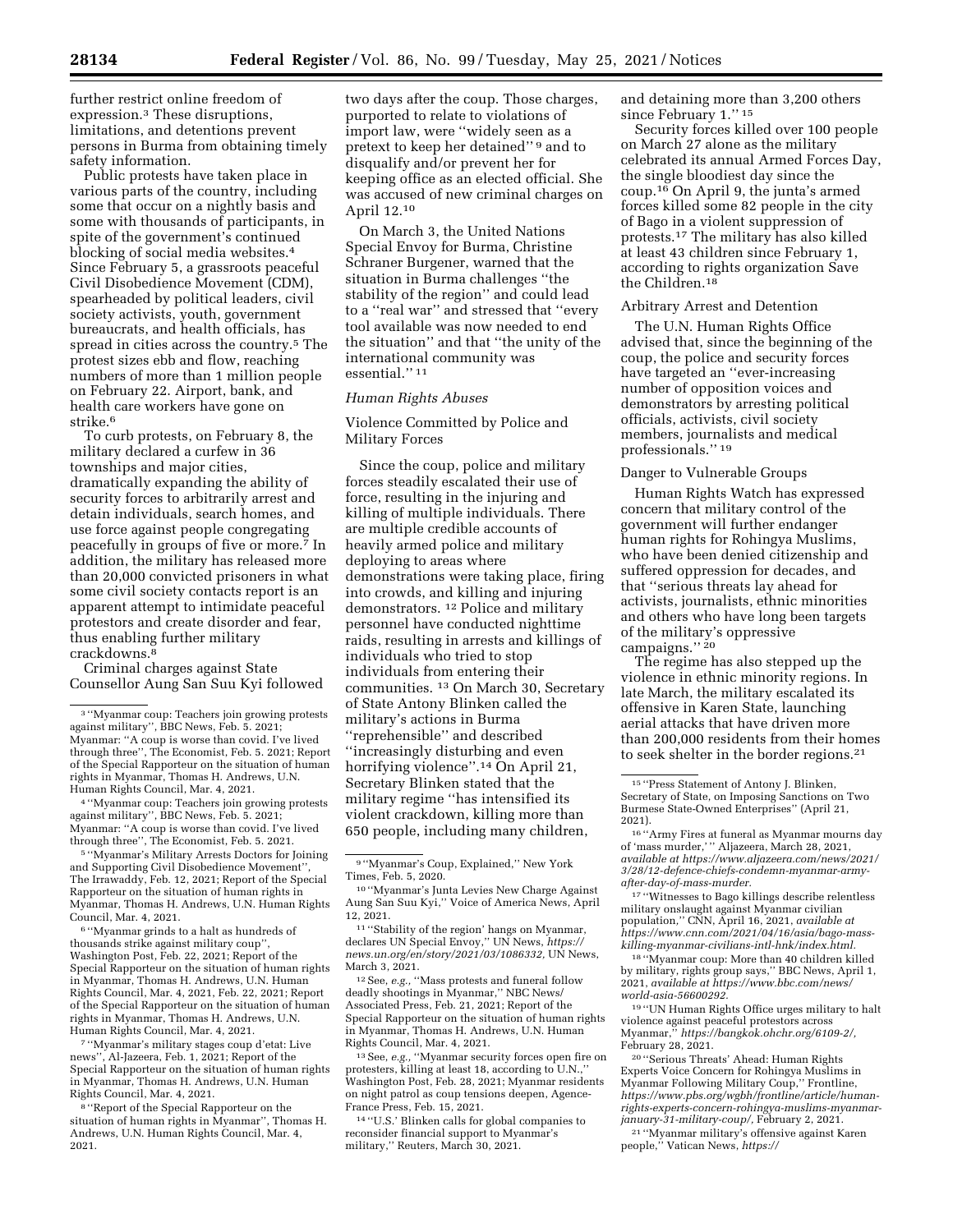further restrict online freedom of expression.[3] These disruptions, limitations, and detentions prevent persons in Burma from obtaining timely safety information.

Public protests have taken place in various parts of the country, including some that occur on a nightly basis and some with thousands of participants, in spite of the government's continued blocking of social media websites.[4] Since February 5, a grassroots peaceful Civil Disobedience Movement (CDM), spearheaded by political leaders, civil society activists, youth, government bureaucrats, and health officials, has spread in cities across the country.[5] The protest sizes ebb and flow, reaching numbers of more than 1 million people on February 22. Airport, bank, and health care workers have gone on strike.[6]

To curb protests, on February 8, the military declared a curfew in 36 townships and major cities, dramatically expanding the ability of security forces to arbitrarily arrest and detain individuals, search homes, and use force against people congregating peacefully in groups of five or more.[7] In addition, the military has released more than 20,000 convicted prisoners in what some civil society contacts report is an apparent attempt to intimidate peaceful protestors and create disorder and fear, thus enabling further military crackdowns.[8]

Criminal charges against State Counsellor Aung San Suu Kyi followed two days after the coup. Those charges, purported to relate to violations of import law, were ''widely seen as a pretext to keep her detained'' [9] and to disqualify and/or prevent her for keeping office as an elected official. She was accused of new criminal charges on April 12.[10]

On March 3, the United Nations Special Envoy for Burma, Christine Schraner Burgener, warned that the situation in Burma challenges ''the stability of the region'' and could lead to a ''real war'' and stressed that ''every tool available was now needed to end the situation'' and that ''the unity of the international community was essential.'' [11]

### *Human Rights Abuses*

#### Violence Committed by Police and Military Forces

Since the coup, police and military forces steadily escalated their use of force, resulting in the injuring and killing of multiple individuals. There are multiple credible accounts of heavily armed police and military deploying to areas where demonstrations were taking place, firing into crowds, and killing and injuring demonstrators. [12] Police and military personnel have conducted nighttime raids, resulting in arrests and killings of individuals who tried to stop individuals from entering their communities. [13] On March 30, Secretary of State Antony Blinken called the military's actions in Burma ''reprehensible'' and described ''increasingly disturbing and even horrifying violence''.[14] On April 21, Secretary Blinken stated that the military regime ''has intensified its violent crackdown, killing more than 650 people, including many children, and detaining more than 3,200 others since February 1.'' [15]

Security forces killed over 100 people on March 27 alone as the military celebrated its annual Armed Forces Day, the single bloodiest day since the coup.[16] On April 9, the junta's armed forces killed some 82 people in the city of Bago in a violent suppression of protests.[17] The military has also killed at least 43 children since February 1, according to rights organization Save the Children.[18]

#### Arbitrary Arrest and Detention

The U.N. Human Rights Office advised that, since the beginning of the coup, the police and security forces have targeted an ''ever-increasing number of opposition voices and demonstrators by arresting political officials, activists, civil society members, journalists and medical professionals.'' [19]

#### Danger to Vulnerable Groups

Human Rights Watch has expressed concern that military control of the government will further endanger human rights for Rohingya Muslims, who have been denied citizenship and suffered oppression for decades, and that ''serious threats lay ahead for activists, journalists, ethnic minorities and others who have long been targets of the military's oppressive campaigns.'' [20]

The regime has also stepped up the violence in ethnic minority regions. In late March, the military escalated its offensive in Karen State, launching aerial attacks that have driven more than 200,000 residents from their homes to seek shelter in the border regions.[21]

---

[3] ''Myanmar coup: Teachers join growing protests against military'', BBC News, Feb. 5. 2021; Myanmar: ''A coup is worse than covid. I've lived through three'', The Economist, Feb. 5. 2021; Report of the Special Rapporteur on the situation of human rights in Myanmar, Thomas H. Andrews, U.N. Human Rights Council, Mar. 4, 2021.

[4] ''Myanmar coup: Teachers join growing protests against military'', BBC News, Feb. 5. 2021; Myanmar: ''A coup is worse than covid. I've lived through three'', The Economist, Feb. 5. 2021.

[5] ''Myanmar's Military Arrests Doctors for Joining and Supporting Civil Disobedience Movement'', The Irrawaddy, Feb. 12, 2021; Report of the Special Rapporteur on the situation of human rights in Myanmar, Thomas H. Andrews, U.N. Human Rights Council, Mar. 4, 2021.

[6] ''Myanmar grinds to a halt as hundreds of thousands strike against military coup'', Washington Post, Feb. 22, 2021; Report of the Special Rapporteur on the situation of human rights in Myanmar, Thomas H. Andrews, U.N. Human Rights Council, Mar. 4, 2021, Feb. 22, 2021; Report of the Special Rapporteur on the situation of human rights in Myanmar, Thomas H. Andrews, U.N. Human Rights Council, Mar. 4, 2021.

[7] ''Myanmar's military stages coup d'etat: Live news'', Al-Jazeera, Feb. 1, 2021; Report of the Special Rapporteur on the situation of human rights in Myanmar, Thomas H. Andrews, U.N. Human Rights Council, Mar. 4, 2021.

[8] ''Report of the Special Rapporteur on the situation of human rights in Myanmar'', Thomas H. Andrews, U.N. Human Rights Council, Mar. 4, 2021.

[9] ''Myanmar's Coup, Explained,'' New York Times, Feb. 5, 2020.

[10] ''Myanmar's Junta Levies New Charge Against Aung San Suu Kyi,'' Voice of America News, April 12, 2021.

[11] ''Stability of the region' hangs on Myanmar, declares UN Special Envoy,'' UN News, *https://news.un.org/en/story/2021/03/1086332,* UN News, March 3, 2021.

[12] See, *e.g.,* ''Mass protests and funeral follow deadly shootings in Myanmar,'' NBC News/Associated Press, Feb. 21, 2021; Report of the Special Rapporteur on the situation of human rights in Myanmar, Thomas H. Andrews, U.N. Human Rights Council, Mar. 4, 2021.

[13] See, *e.g.,* ''Myanmar security forces open fire on protesters, killing at least 18, according to U.N.,'' Washington Post, Feb. 28, 2021; Myanmar residents on night patrol as coup tensions deepen, Agence-France Press, Feb. 15, 2021.

[14] ''U.S.' Blinken calls for global companies to reconsider financial support to Myanmar's military,'' Reuters, March 30, 2021.

[15] ''Press Statement of Antony J. Blinken, Secretary of State, on Imposing Sanctions on Two Burmese State-Owned Enterprises'' (April 21, 2021).

[16] ''Army Fires at funeral as Myanmar mourns day of 'mass murder,' '' Aljazeera, March 28, 2021, *available at https://www.aljazeera.com/news/2021/3/28/12-defence-chiefs-condemn-myanmar-army-after-day-of-mass-murder.*

[17] ''Witnesses to Bago killings describe relentless military onslaught against Myanmar civilian population,'' CNN, April 16, 2021, *available at https://www.cnn.com/2021/04/16/asia/bago-mass-killing-myanmar-civilians-intl-hnk/index.html.*

[18] ''Myanmar coup: More than 40 children killed by military, rights group says,'' BBC News, April 1, 2021, *available at https://www.bbc.com/news/world-asia-56600292.*

[19] ''UN Human Rights Office urges military to halt violence against peaceful protestors across Myanmar,'' *https://bangkok.ohchr.org/6109-2/,* February 28, 2021.

[20] ''Serious Threats' Ahead: Human Rights Experts Voice Concern for Rohingya Muslims in Myanmar Following Military Coup,'' Frontline, *https://www.pbs.org/wgbh/frontline/article/human-rights-experts-concern-rohingya-muslims-myanmar-january-31-military-coup/,* February 2, 2021.

[21] ''Myanmar military's offensive against Karen people,'' Vatican News, *https://*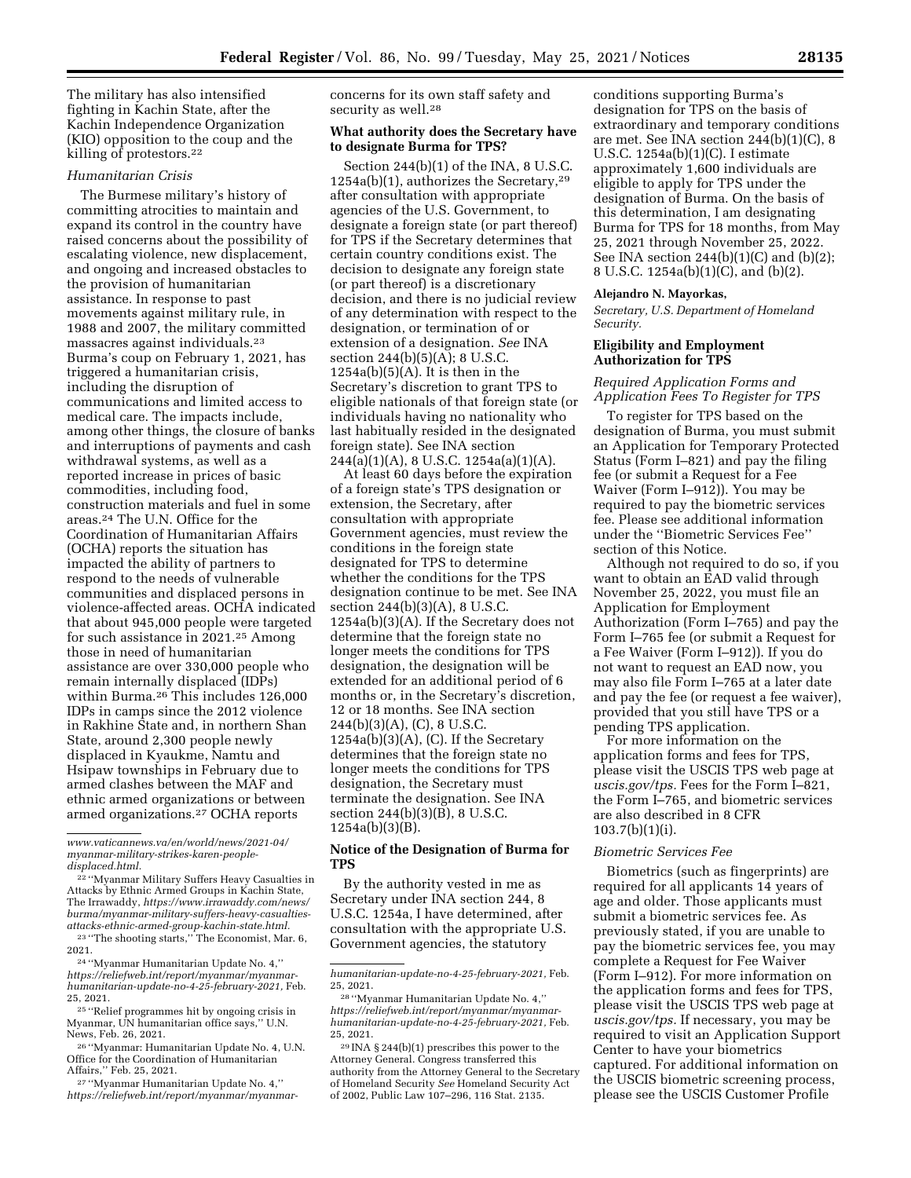The military has also intensified fighting in Kachin State, after the Kachin Independence Organization (KIO) opposition to the coup and the killing of protestors.[22]

*Humanitarian Crisis*

The Burmese military's history of committing atrocities to maintain and expand its control in the country have raised concerns about the possibility of escalating violence, new displacement, and ongoing and increased obstacles to the provision of humanitarian assistance. In response to past movements against military rule, in 1988 and 2007, the military committed massacres against individuals.[23] Burma's coup on February 1, 2021, has triggered a humanitarian crisis, including the disruption of communications and limited access to medical care. The impacts include, among other things, the closure of banks and interruptions of payments and cash withdrawal systems, as well as a reported increase in prices of basic commodities, including food, construction materials and fuel in some areas.[24] The U.N. Office for the Coordination of Humanitarian Affairs (OCHA) reports the situation has impacted the ability of partners to respond to the needs of vulnerable communities and displaced persons in violence-affected areas. OCHA indicated that about 945,000 people were targeted for such assistance in 2021.[25] Among those in need of humanitarian assistance are over 330,000 people who remain internally displaced (IDPs) within Burma.[26] This includes 126,000 IDPs in camps since the 2012 violence in Rakhine State and, in northern Shan State, around 2,300 people newly displaced in Kyaukme, Namtu and Hsipaw townships in February due to armed clashes between the MAF and ethnic armed organizations or between armed organizations.[27] OCHA reports concerns for its own staff safety and security as well.[28]

**What authority does the Secretary have to designate Burma for TPS?**

Section 244(b)(1) of the INA, 8 U.S.C. 1254a(b)(1), authorizes the Secretary,[29] after consultation with appropriate agencies of the U.S. Government, to designate a foreign state (or part thereof) for TPS if the Secretary determines that certain country conditions exist. The decision to designate any foreign state (or part thereof) is a discretionary decision, and there is no judicial review of any determination with respect to the designation, or termination of or extension of a designation. *See* INA section 244(b)(5)(A); 8 U.S.C. 1254a(b)(5)(A). It is then in the Secretary's discretion to grant TPS to eligible nationals of that foreign state (or individuals having no nationality who last habitually resided in the designated foreign state). See INA section 244(a)(1)(A), 8 U.S.C. 1254a(a)(1)(A).

At least 60 days before the expiration of a foreign state's TPS designation or extension, the Secretary, after consultation with appropriate Government agencies, must review the conditions in the foreign state designated for TPS to determine whether the conditions for the TPS designation continue to be met. See INA section 244(b)(3)(A), 8 U.S.C. 1254a(b)(3)(A). If the Secretary does not determine that the foreign state no longer meets the conditions for TPS designation, the designation will be extended for an additional period of 6 months or, in the Secretary's discretion, 12 or 18 months. See INA section 244(b)(3)(A), (C), 8 U.S.C. 1254a(b)(3)(A), (C). If the Secretary determines that the foreign state no longer meets the conditions for TPS designation, the Secretary must terminate the designation. See INA section 244(b)(3)(B), 8 U.S.C. 1254a(b)(3)(B).

**Notice of the Designation of Burma for TPS**

By the authority vested in me as Secretary under INA section 244, 8 U.S.C. 1254a, I have determined, after consultation with the appropriate U.S. Government agencies, the statutory conditions supporting Burma's designation for TPS on the basis of extraordinary and temporary conditions are met. See INA section 244(b)(1)(C), 8 U.S.C. 1254a(b)(1)(C). I estimate approximately 1,600 individuals are eligible to apply for TPS under the designation of Burma. On the basis of this determination, I am designating Burma for TPS for 18 months, from May 25, 2021 through November 25, 2022. See INA section 244(b)(1)(C) and (b)(2); 8 U.S.C. 1254a(b)(1)(C), and (b)(2).

**Alejandro N. Mayorkas,**

*Secretary, U.S. Department of Homeland Security.*

**Eligibility and Employment Authorization for TPS**

*Required Application Forms and Application Fees To Register for TPS*

To register for TPS based on the designation of Burma, you must submit an Application for Temporary Protected Status (Form I–821) and pay the filing fee (or submit a Request for a Fee Waiver (Form I–912)). You may be required to pay the biometric services fee. Please see additional information under the ''Biometric Services Fee'' section of this Notice.

Although not required to do so, if you want to obtain an EAD valid through November 25, 2022, you must file an Application for Employment Authorization (Form I–765) and pay the Form I–765 fee (or submit a Request for a Fee Waiver (Form I–912)). If you do not want to request an EAD now, you may also file Form I–765 at a later date and pay the fee (or request a fee waiver), provided that you still have TPS or a pending TPS application.

For more information on the application forms and fees for TPS, please visit the USCIS TPS web page at *uscis.gov/tps.* Fees for the Form I–821, the Form I–765, and biometric services are also described in 8 CFR 103.7(b)(1)(i).

*Biometric Services Fee*

Biometrics (such as fingerprints) are required for all applicants 14 years of age and older. Those applicants must submit a biometric services fee. As previously stated, if you are unable to pay the biometric services fee, you may complete a Request for Fee Waiver (Form I–912). For more information on the application forms and fees for TPS, please visit the USCIS TPS web page at *uscis.gov/tps.* If necessary, you may be required to visit an Application Support Center to have your biometrics captured. For additional information on the USCIS biometric screening process, please see the USCIS Customer Profile

---

*www.vaticannews.va/en/world/news/2021-04/myanmar-military-strikes-karen-people-displaced.html.*

[22] ''Myanmar Military Suffers Heavy Casualties in Attacks by Ethnic Armed Groups in Kachin State, The Irrawaddy, *https://www.irrawaddy.com/news/burma/myanmar-military-suffers-heavy-casualties-attacks-ethnic-armed-group-kachin-state.html.*

[23] ''The shooting starts,'' The Economist, Mar. 6, 2021.

[24] ''Myanmar Humanitarian Update No. 4,'' *https://reliefweb.int/report/myanmar/myanmar-humanitarian-update-no-4-25-february-2021,* Feb. 25, 2021.

[25] ''Relief programmes hit by ongoing crisis in Myanmar, UN humanitarian office says,'' U.N. News, Feb. 26, 2021.

[26] ''Myanmar: Humanitarian Update No. 4, U.N. Office for the Coordination of Humanitarian Affairs,'' Feb. 25, 2021.

[27] ''Myanmar Humanitarian Update No. 4,'' *https://reliefweb.int/report/myanmar/myanmar-humanitarian-update-no-4-25-february-2021,* Feb. 25, 2021.

[28] ''Myanmar Humanitarian Update No. 4,'' *https://reliefweb.int/report/myanmar/myanmar-humanitarian-update-no-4-25-february-2021,* Feb. 25, 2021.

[29] INA § 244(b)(1) prescribes this power to the Attorney General. Congress transferred this authority from the Attorney General to the Secretary of Homeland Security *See* Homeland Security Act of 2002, Public Law 107–296, 116 Stat. 2135.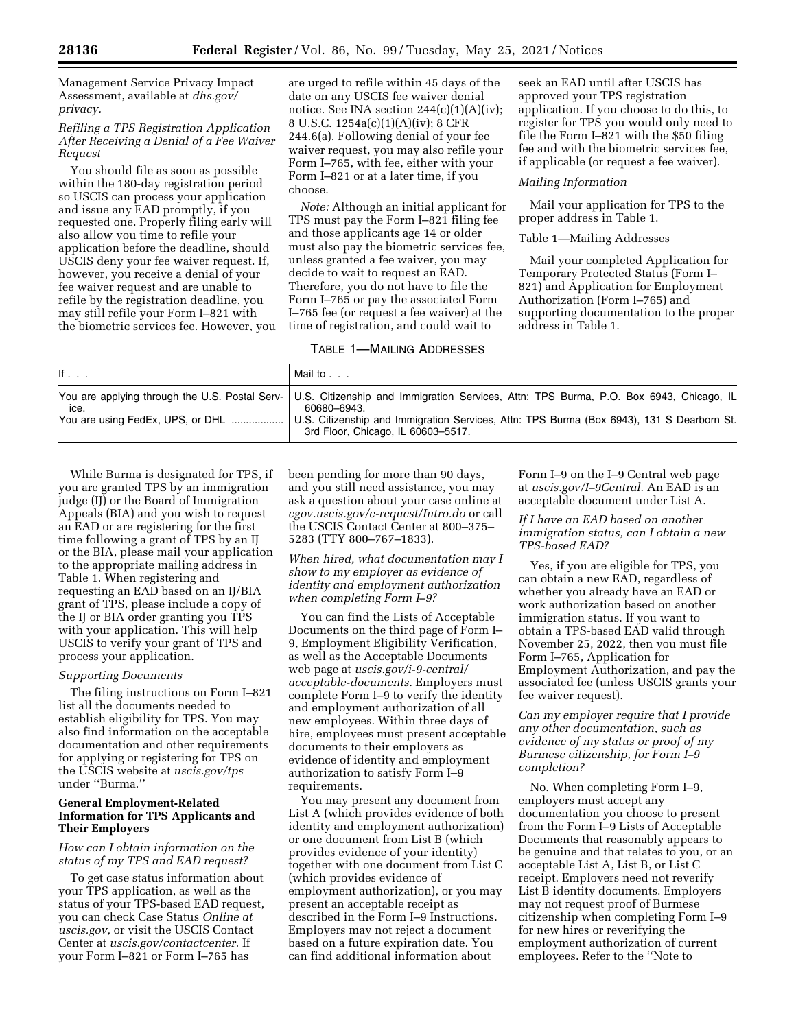Management Service Privacy Impact Assessment, available at *dhs.gov/privacy.*

*Refiling a TPS Registration Application After Receiving a Denial of a Fee Waiver Request*

You should file as soon as possible within the 180-day registration period so USCIS can process your application and issue any EAD promptly, if you requested one. Properly filing early will also allow you time to refile your application before the deadline, should USCIS deny your fee waiver request. If, however, you receive a denial of your fee waiver request and are unable to refile by the registration deadline, you may still refile your Form I–821 with the biometric services fee. However, you are urged to refile within 45 days of the date on any USCIS fee waiver denial notice. See INA section 244(c)(1)(A)(iv); 8 U.S.C. 1254a(c)(1)(A)(iv); 8 CFR 244.6(a). Following denial of your fee waiver request, you may also refile your Form I–765, with fee, either with your Form I–821 or at a later time, if you choose.

*Note:* Although an initial applicant for TPS must pay the Form I–821 filing fee and those applicants age 14 or older must also pay the biometric services fee, unless granted a fee waiver, you may decide to wait to request an EAD. Therefore, you do not have to file the Form I–765 or pay the associated Form I–765 fee (or request a fee waiver) at the time of registration, and could wait to seek an EAD until after USCIS has approved your TPS registration application. If you choose to do this, to register for TPS you would only need to file the Form I–821 with the $50 filing fee and with the biometric services fee, if applicable (or request a fee waiver).

*Mailing Information*

Mail your application for TPS to the proper address in Table 1.

Table 1—Mailing Addresses

Mail your completed Application for Temporary Protected Status (Form I–821) and Application for Employment Authorization (Form I–765) and supporting documentation to the proper address in Table 1.

TABLE 1—MAILING ADDRESSES

| If . . . | Mail to . . . |
|---|---|
| You are applying through the U.S. Postal Service. | U.S. Citizenship and Immigration Services, Attn: TPS Burma, P.O. Box 6943, Chicago, IL 60680–6943. |
| You are using FedEx, UPS, or DHL .................. | U.S. Citizenship and Immigration Services, Attn: TPS Burma (Box 6943), 131 S Dearborn St. 3rd Floor, Chicago, IL 60603–5517. |

While Burma is designated for TPS, if you are granted TPS by an immigration judge (IJ) or the Board of Immigration Appeals (BIA) and you wish to request an EAD or are registering for the first time following a grant of TPS by an IJ or the BIA, please mail your application to the appropriate mailing address in Table 1. When registering and requesting an EAD based on an IJ/BIA grant of TPS, please include a copy of the IJ or BIA order granting you TPS with your application. This will help USCIS to verify your grant of TPS and process your application.

*Supporting Documents*

The filing instructions on Form I–821 list all the documents needed to establish eligibility for TPS. You may also find information on the acceptable documentation and other requirements for applying or registering for TPS on the USCIS website at *uscis.gov/tps* under ''Burma.''

## General Employment-Related Information for TPS Applicants and Their Employers

*How can I obtain information on the status of my TPS and EAD request?*

To get case status information about your TPS application, as well as the status of your TPS-based EAD request, you can check Case Status *Online at uscis.gov,* or visit the USCIS Contact Center at *uscis.gov/contactcenter.* If your Form I–821 or Form I–765 has been pending for more than 90 days, and you still need assistance, you may ask a question about your case online at *egov.uscis.gov/e-request/Intro.do* or call the USCIS Contact Center at 800–375–5283 (TTY 800–767–1833).

*When hired, what documentation may I show to my employer as evidence of identity and employment authorization when completing Form I–9?*

You can find the Lists of Acceptable Documents on the third page of Form I–9, Employment Eligibility Verification, as well as the Acceptable Documents web page at *uscis.gov/i-9-central/acceptable-documents.* Employers must complete Form I–9 to verify the identity and employment authorization of all new employees. Within three days of hire, employees must present acceptable documents to their employers as evidence of identity and employment authorization to satisfy Form I–9 requirements.

You may present any document from List A (which provides evidence of both identity and employment authorization) or one document from List B (which provides evidence of your identity) together with one document from List C (which provides evidence of employment authorization), or you may present an acceptable receipt as described in the Form I–9 Instructions. Employers may not reject a document based on a future expiration date. You can find additional information about Form I–9 on the I–9 Central web page at *uscis.gov/I–9Central.* An EAD is an acceptable document under List A.

*If I have an EAD based on another immigration status, can I obtain a new TPS-based EAD?*

Yes, if you are eligible for TPS, you can obtain a new EAD, regardless of whether you already have an EAD or work authorization based on another immigration status. If you want to obtain a TPS-based EAD valid through November 25, 2022, then you must file Form I–765, Application for Employment Authorization, and pay the associated fee (unless USCIS grants your fee waiver request).

*Can my employer require that I provide any other documentation, such as evidence of my status or proof of my Burmese citizenship, for Form I–9 completion?*

No. When completing Form I–9, employers must accept any documentation you choose to present from the Form I–9 Lists of Acceptable Documents that reasonably appears to be genuine and that relates to you, or an acceptable List A, List B, or List C receipt. Employers need not reverify List B identity documents. Employers may not request proof of Burmese citizenship when completing Form I–9 for new hires or reverifying the employment authorization of current employees. Refer to the ''Note to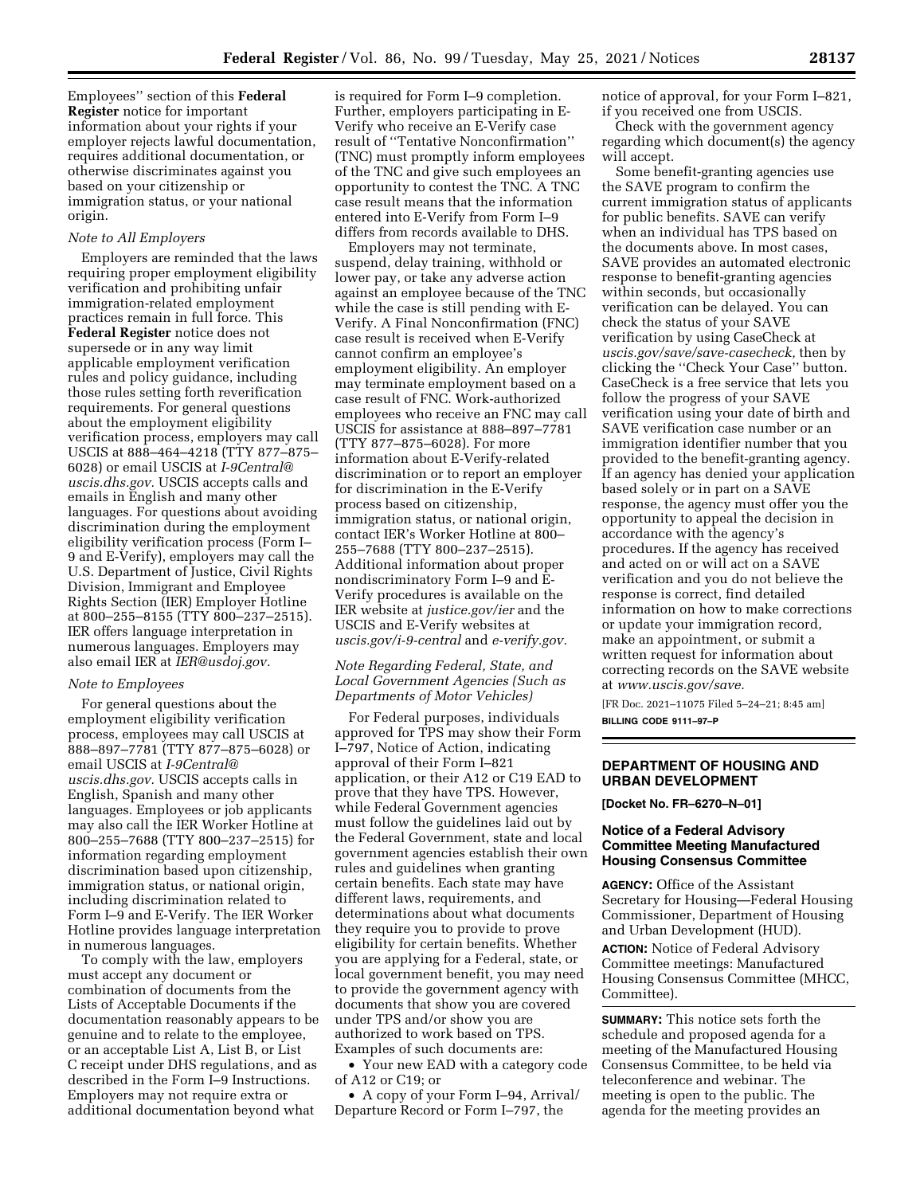Employees'' section of this **Federal Register** notice for important information about your rights if your employer rejects lawful documentation, requires additional documentation, or otherwise discriminates against you based on your citizenship or immigration status, or your national origin.

*Note to All Employers*

Employers are reminded that the laws requiring proper employment eligibility verification and prohibiting unfair immigration-related employment practices remain in full force. This **Federal Register** notice does not supersede or in any way limit applicable employment verification rules and policy guidance, including those rules setting forth reverification requirements. For general questions about the employment eligibility verification process, employers may call USCIS at 888–464–4218 (TTY 877–875–6028) or email USCIS at *I-9Central@uscis.dhs.gov.* USCIS accepts calls and emails in English and many other languages. For questions about avoiding discrimination during the employment eligibility verification process (Form I–9 and E-Verify), employers may call the U.S. Department of Justice, Civil Rights Division, Immigrant and Employee Rights Section (IER) Employer Hotline at 800–255–8155 (TTY 800–237–2515). IER offers language interpretation in numerous languages. Employers may also email IER at *IER@usdoj.gov.*

*Note to Employees*

For general questions about the employment eligibility verification process, employees may call USCIS at 888–897–7781 (TTY 877–875–6028) or email USCIS at *I-9Central@uscis.dhs.gov.* USCIS accepts calls in English, Spanish and many other languages. Employees or job applicants may also call the IER Worker Hotline at 800–255–7688 (TTY 800–237–2515) for information regarding employment discrimination based upon citizenship, immigration status, or national origin, including discrimination related to Form I–9 and E-Verify. The IER Worker Hotline provides language interpretation in numerous languages.

To comply with the law, employers must accept any document or combination of documents from the Lists of Acceptable Documents if the documentation reasonably appears to be genuine and to relate to the employee, or an acceptable List A, List B, or List C receipt under DHS regulations, and as described in the Form I–9 Instructions. Employers may not require extra or additional documentation beyond what is required for Form I–9 completion. Further, employers participating in E-Verify who receive an E-Verify case result of ''Tentative Nonconfirmation'' (TNC) must promptly inform employees of the TNC and give such employees an opportunity to contest the TNC. A TNC case result means that the information entered into E-Verify from Form I–9 differs from records available to DHS.

Employers may not terminate, suspend, delay training, withhold or lower pay, or take any adverse action against an employee because of the TNC while the case is still pending with E-Verify. A Final Nonconfirmation (FNC) case result is received when E-Verify cannot confirm an employee's employment eligibility. An employer may terminate employment based on a case result of FNC. Work-authorized employees who receive an FNC may call USCIS for assistance at 888–897–7781 (TTY 877–875–6028). For more information about E-Verify-related discrimination or to report an employer for discrimination in the E-Verify process based on citizenship, immigration status, or national origin, contact IER's Worker Hotline at 800–255–7688 (TTY 800–237–2515). Additional information about proper nondiscriminatory Form I–9 and E-Verify procedures is available on the IER website at *justice.gov/ier* and the USCIS and E-Verify websites at *uscis.gov/i-9-central* and *e-verify.gov.*

*Note Regarding Federal, State, and Local Government Agencies (Such as Departments of Motor Vehicles)*

For Federal purposes, individuals approved for TPS may show their Form I–797, Notice of Action, indicating approval of their Form I–821 application, or their A12 or C19 EAD to prove that they have TPS. However, while Federal Government agencies must follow the guidelines laid out by the Federal Government, state and local government agencies establish their own rules and guidelines when granting certain benefits. Each state may have different laws, requirements, and determinations about what documents they require you to provide to prove eligibility for certain benefits. Whether you are applying for a Federal, state, or local government benefit, you may need to provide the government agency with documents that show you are covered under TPS and/or show you are authorized to work based on TPS. Examples of such documents are:

- Your new EAD with a category code of A12 or C19; or
- A copy of your Form I–94, Arrival/Departure Record or Form I–797, the notice of approval, for your Form I–821, if you received one from USCIS.

Check with the government agency regarding which document(s) the agency will accept.

Some benefit-granting agencies use the SAVE program to confirm the current immigration status of applicants for public benefits. SAVE can verify when an individual has TPS based on the documents above. In most cases, SAVE provides an automated electronic response to benefit-granting agencies within seconds, but occasionally verification can be delayed. You can check the status of your SAVE verification by using CaseCheck at *uscis.gov/save/save-casecheck,* then by clicking the ''Check Your Case'' button. CaseCheck is a free service that lets you follow the progress of your SAVE verification using your date of birth and SAVE verification case number or an immigration identifier number that you provided to the benefit-granting agency. If an agency has denied your application based solely or in part on a SAVE response, the agency must offer you the opportunity to appeal the decision in accordance with the agency's procedures. If the agency has received and acted on or will act on a SAVE verification and you do not believe the response is correct, find detailed information on how to make corrections or update your immigration record, make an appointment, or submit a written request for information about correcting records on the SAVE website at *www.uscis.gov/save.*

[FR Doc. 2021–11075 Filed 5–24–21; 8:45 am]

**BILLING CODE 9111–97–P**

## DEPARTMENT OF HOUSING AND URBAN DEVELOPMENT

**[Docket No. FR–6270–N–01]**

### Notice of a Federal Advisory Committee Meeting Manufactured Housing Consensus Committee

**AGENCY:** Office of the Assistant Secretary for Housing—Federal Housing Commissioner, Department of Housing and Urban Development (HUD).

**ACTION:** Notice of Federal Advisory Committee meetings: Manufactured Housing Consensus Committee (MHCC, Committee).

**SUMMARY:** This notice sets forth the schedule and proposed agenda for a meeting of the Manufactured Housing Consensus Committee, to be held via teleconference and webinar. The meeting is open to the public. The agenda for the meeting provides an